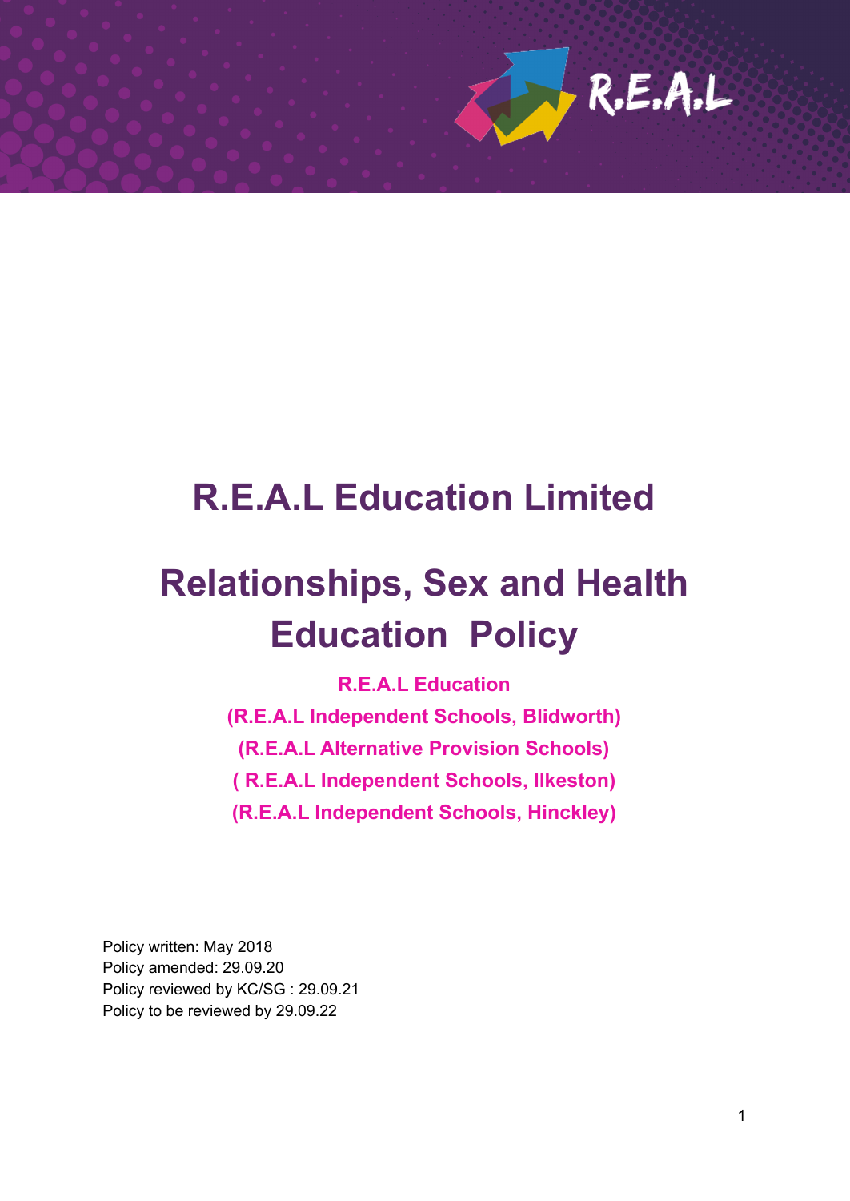# R.E.A.L Education Limited

# Relationships, Sex and Health Education Policy

**R.E.A.L Education**

**(R.E.A.L Independent Schools, Blidworth)**

**(R.E.A.L Alternative Provision Schools)**

**( R.E.A.L Independent Schools, Ilkeston)**

**(R.E.A.L Independent Schools, Hinckley)**

Policy written: May 2018
Policy amended: 29.09.20
Policy reviewed by KC/SG : 29.09.21
Policy to be reviewed by 29.09.22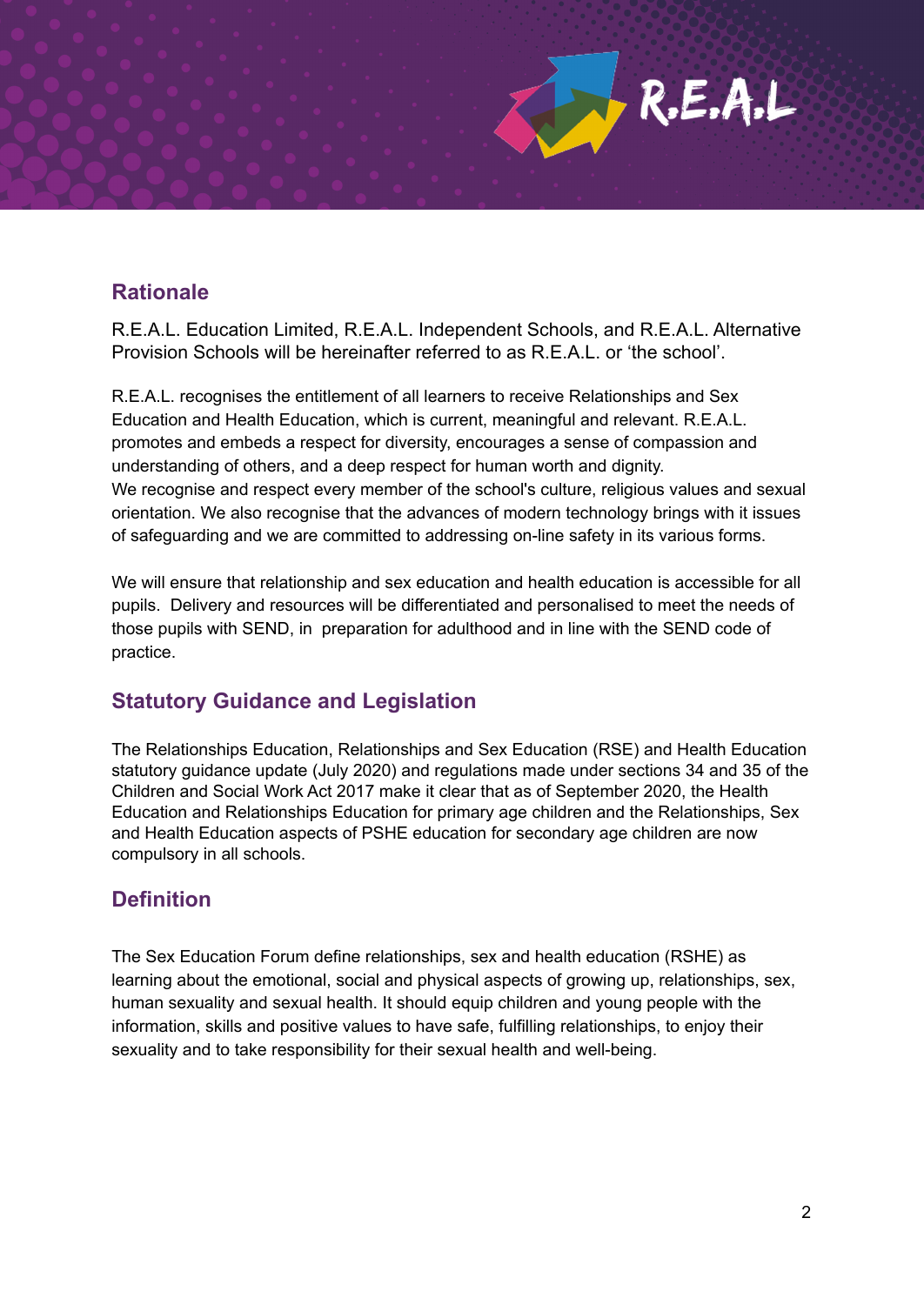## Rationale

R.E.A.L. Education Limited, R.E.A.L. Independent Schools, and R.E.A.L. Alternative Provision Schools will be hereinafter referred to as R.E.A.L. or 'the school'.

R.E.A.L. recognises the entitlement of all learners to receive Relationships and Sex Education and Health Education, which is current, meaningful and relevant. R.E.A.L. promotes and embeds a respect for diversity, encourages a sense of compassion and understanding of others, and a deep respect for human worth and dignity.
We recognise and respect every member of the school's culture, religious values and sexual orientation. We also recognise that the advances of modern technology brings with it issues of safeguarding and we are committed to addressing on-line safety in its various forms.

We will ensure that relationship and sex education and health education is accessible for all pupils. Delivery and resources will be differentiated and personalised to meet the needs of those pupils with SEND, in preparation for adulthood and in line with the SEND code of practice.

## Statutory Guidance and Legislation

The Relationships Education, Relationships and Sex Education (RSE) and Health Education statutory guidance update (July 2020) and regulations made under sections 34 and 35 of the Children and Social Work Act 2017 make it clear that as of September 2020, the Health Education and Relationships Education for primary age children and the Relationships, Sex and Health Education aspects of PSHE education for secondary age children are now compulsory in all schools.

## Definition

The Sex Education Forum define relationships, sex and health education (RSHE) as learning about the emotional, social and physical aspects of growing up, relationships, sex, human sexuality and sexual health. It should equip children and young people with the information, skills and positive values to have safe, fulfilling relationships, to enjoy their sexuality and to take responsibility for their sexual health and well-being.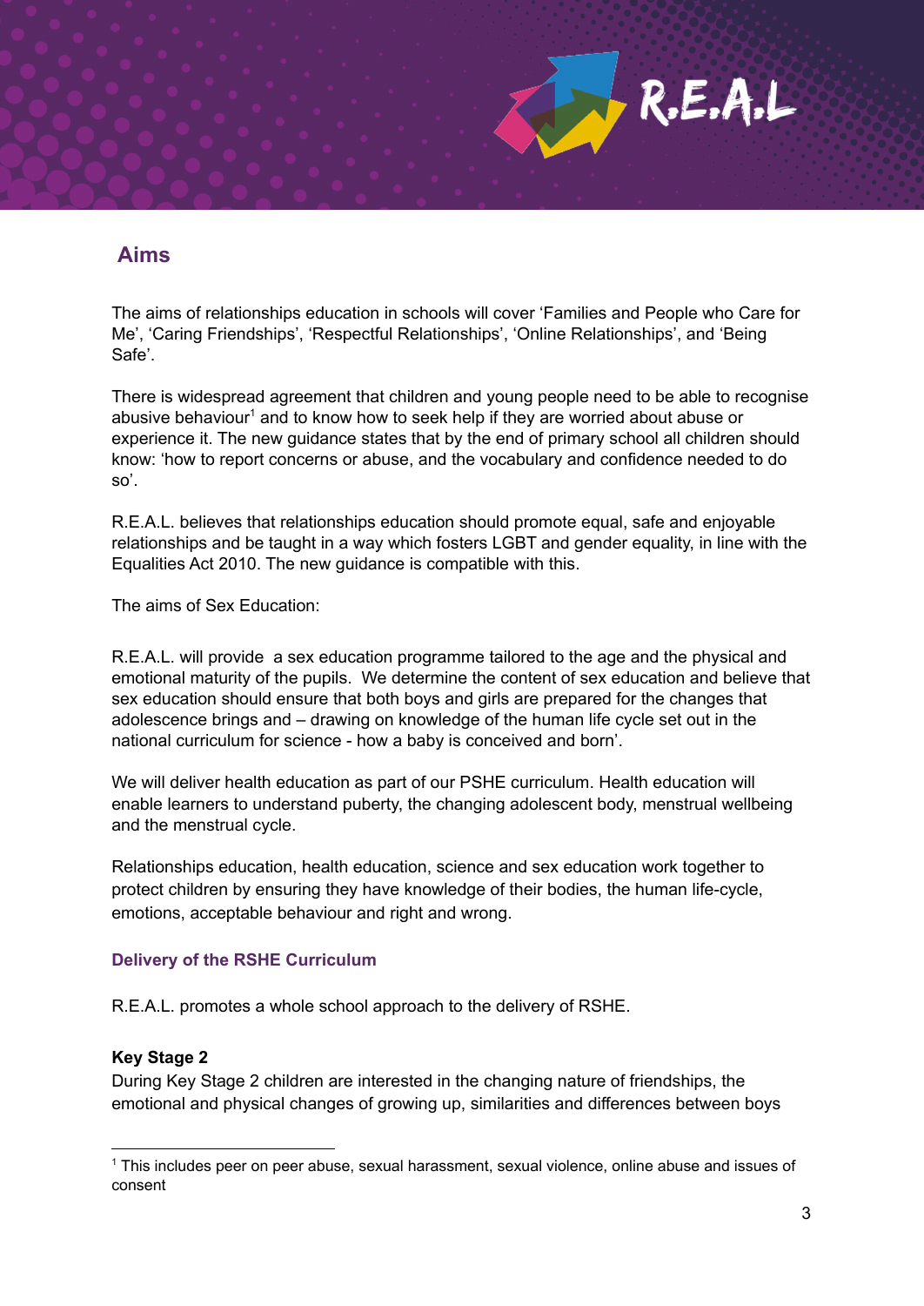## Aims

The aims of relationships education in schools will cover 'Families and People who Care for Me', 'Caring Friendships', 'Respectful Relationships', 'Online Relationships', and 'Being Safe'.

There is widespread agreement that children and young people need to be able to recognise abusive behaviour[1] and to know how to seek help if they are worried about abuse or experience it. The new guidance states that by the end of primary school all children should know: 'how to report concerns or abuse, and the vocabulary and confidence needed to do so'.

R.E.A.L. believes that relationships education should promote equal, safe and enjoyable relationships and be taught in a way which fosters LGBT and gender equality, in line with the Equalities Act 2010. The new guidance is compatible with this.

The aims of Sex Education:

R.E.A.L. will provide a sex education programme tailored to the age and the physical and emotional maturity of the pupils. We determine the content of sex education and believe that sex education should ensure that both boys and girls are prepared for the changes that adolescence brings and – drawing on knowledge of the human life cycle set out in the national curriculum for science - how a baby is conceived and born'.

We will deliver health education as part of our PSHE curriculum. Health education will enable learners to understand puberty, the changing adolescent body, menstrual wellbeing and the menstrual cycle.

Relationships education, health education, science and sex education work together to protect children by ensuring they have knowledge of their bodies, the human life-cycle, emotions, acceptable behaviour and right and wrong.

### Delivery of the RSHE Curriculum

R.E.A.L. promotes a whole school approach to the delivery of RSHE.

**Key Stage 2**

During Key Stage 2 children are interested in the changing nature of friendships, the emotional and physical changes of growing up, similarities and differences between boys

[1] This includes peer on peer abuse, sexual harassment, sexual violence, online abuse and issues of consent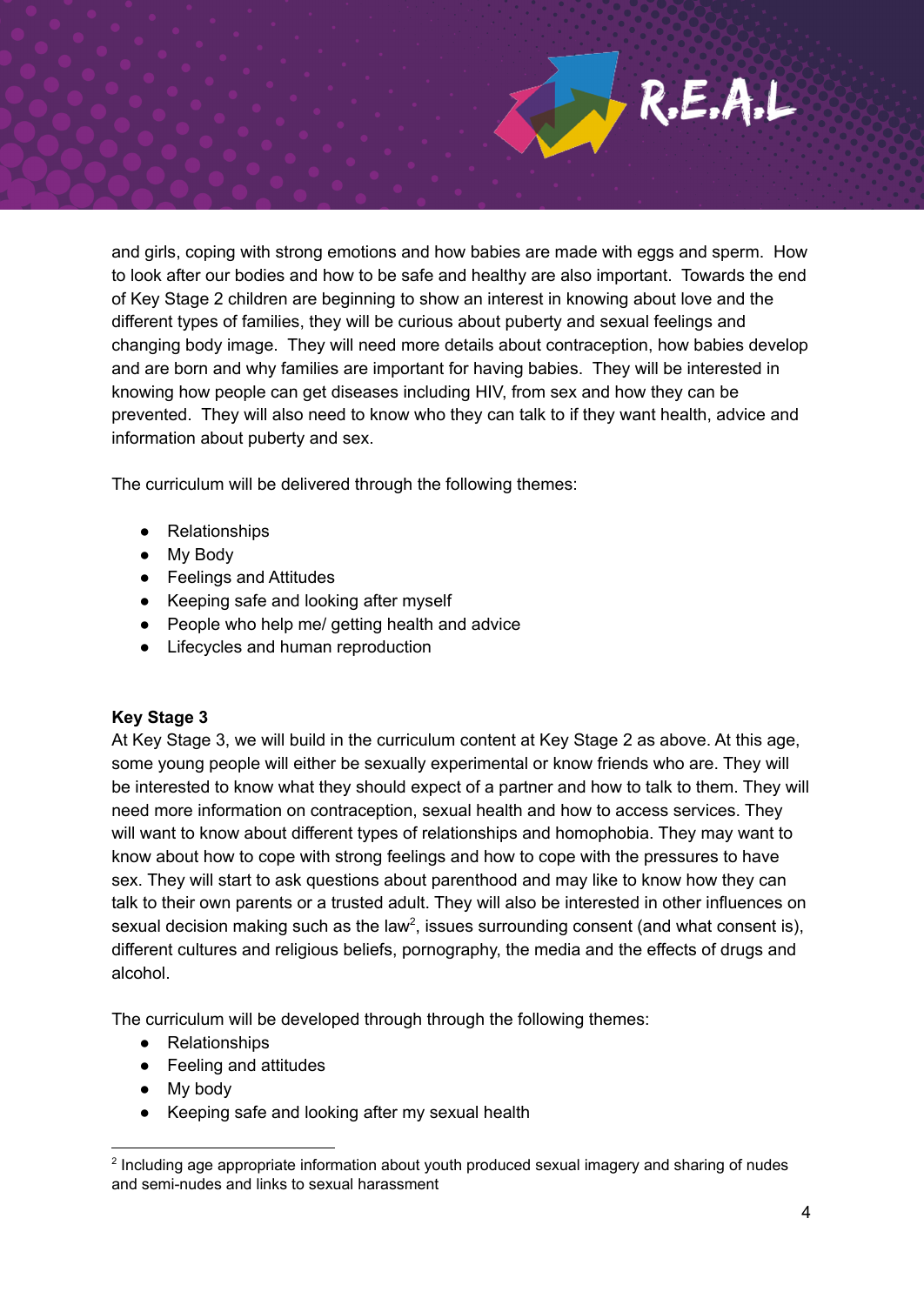and girls, coping with strong emotions and how babies are made with eggs and sperm. How to look after our bodies and how to be safe and healthy are also important. Towards the end of Key Stage 2 children are beginning to show an interest in knowing about love and the different types of families, they will be curious about puberty and sexual feelings and changing body image. They will need more details about contraception, how babies develop and are born and why families are important for having babies. They will be interested in knowing how people can get diseases including HIV, from sex and how they can be prevented. They will also need to know who they can talk to if they want health, advice and information about puberty and sex.

The curriculum will be delivered through the following themes:

- Relationships
- My Body
- Feelings and Attitudes
- Keeping safe and looking after myself
- People who help me/ getting health and advice
- Lifecycles and human reproduction

**Key Stage 3**

At Key Stage 3, we will build in the curriculum content at Key Stage 2 as above. At this age, some young people will either be sexually experimental or know friends who are. They will be interested to know what they should expect of a partner and how to talk to them. They will need more information on contraception, sexual health and how to access services. They will want to know about different types of relationships and homophobia. They may want to know about how to cope with strong feelings and how to cope with the pressures to have sex. They will start to ask questions about parenthood and may like to know how they can talk to their own parents or a trusted adult. They will also be interested in other influences on sexual decision making such as the law[2], issues surrounding consent (and what consent is), different cultures and religious beliefs, pornography, the media and the effects of drugs and alcohol.

The curriculum will be developed through through the following themes:

- Relationships
- Feeling and attitudes
- My body
- Keeping safe and looking after my sexual health

[2] Including age appropriate information about youth produced sexual imagery and sharing of nudes and semi-nudes and links to sexual harassment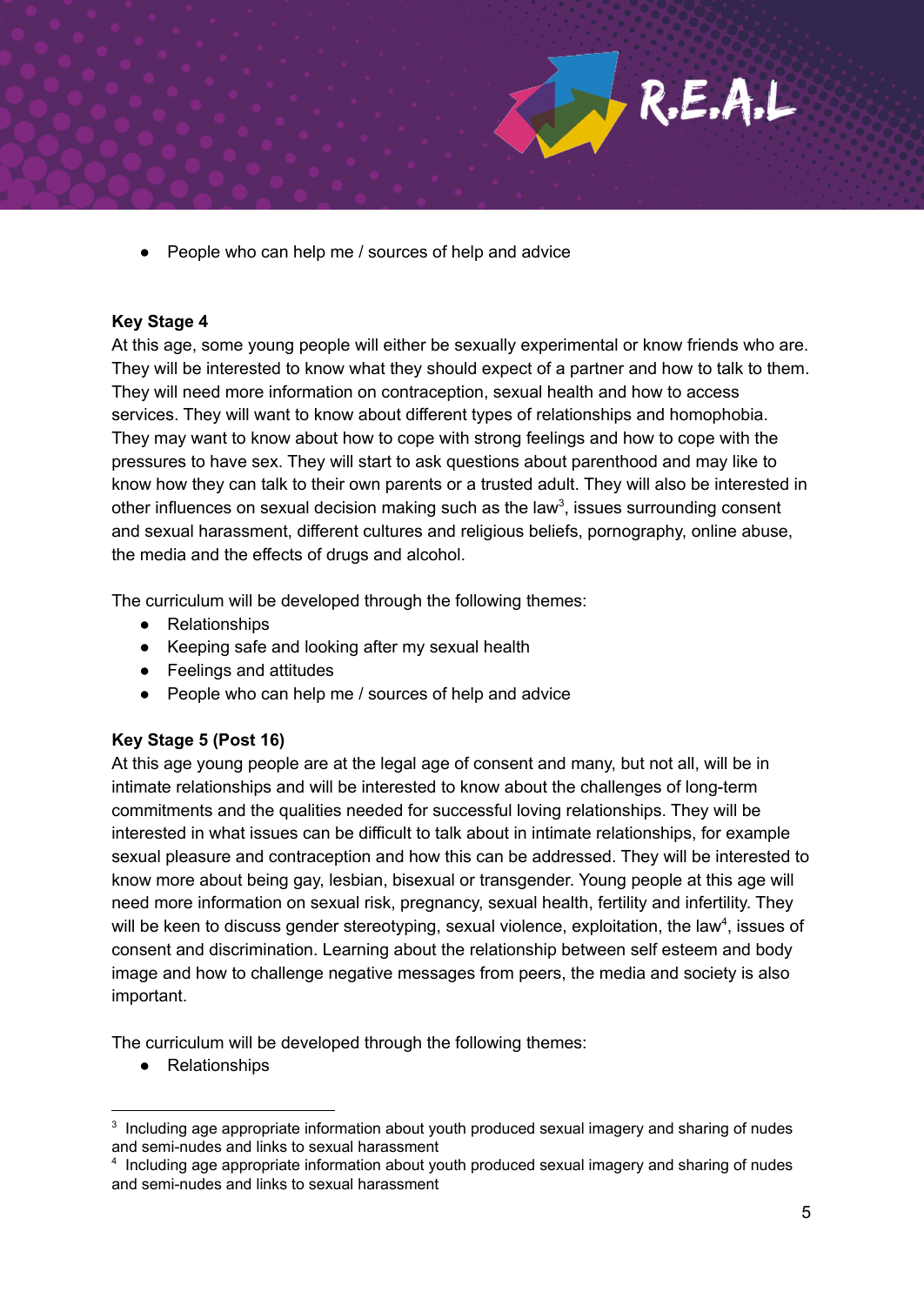- People who can help me / sources of help and advice

**Key Stage 4**

At this age, some young people will either be sexually experimental or know friends who are. They will be interested to know what they should expect of a partner and how to talk to them. They will need more information on contraception, sexual health and how to access services. They will want to know about different types of relationships and homophobia. They may want to know about how to cope with strong feelings and how to cope with the pressures to have sex. They will start to ask questions about parenthood and may like to know how they can talk to their own parents or a trusted adult. They will also be interested in other influences on sexual decision making such as the law[3], issues surrounding consent and sexual harassment, different cultures and religious beliefs, pornography, online abuse, the media and the effects of drugs and alcohol.

The curriculum will be developed through the following themes:

- Relationships
- Keeping safe and looking after my sexual health
- Feelings and attitudes
- People who can help me / sources of help and advice

**Key Stage 5 (Post 16)**

At this age young people are at the legal age of consent and many, but not all, will be in intimate relationships and will be interested to know about the challenges of long-term commitments and the qualities needed for successful loving relationships. They will be interested in what issues can be difficult to talk about in intimate relationships, for example sexual pleasure and contraception and how this can be addressed. They will be interested to know more about being gay, lesbian, bisexual or transgender. Young people at this age will need more information on sexual risk, pregnancy, sexual health, fertility and infertility. They will be keen to discuss gender stereotyping, sexual violence, exploitation, the law[4], issues of consent and discrimination. Learning about the relationship between self esteem and body image and how to challenge negative messages from peers, the media and society is also important.

The curriculum will be developed through the following themes:

- Relationships

---

[3] Including age appropriate information about youth produced sexual imagery and sharing of nudes and semi-nudes and links to sexual harassment

[4] Including age appropriate information about youth produced sexual imagery and sharing of nudes and semi-nudes and links to sexual harassment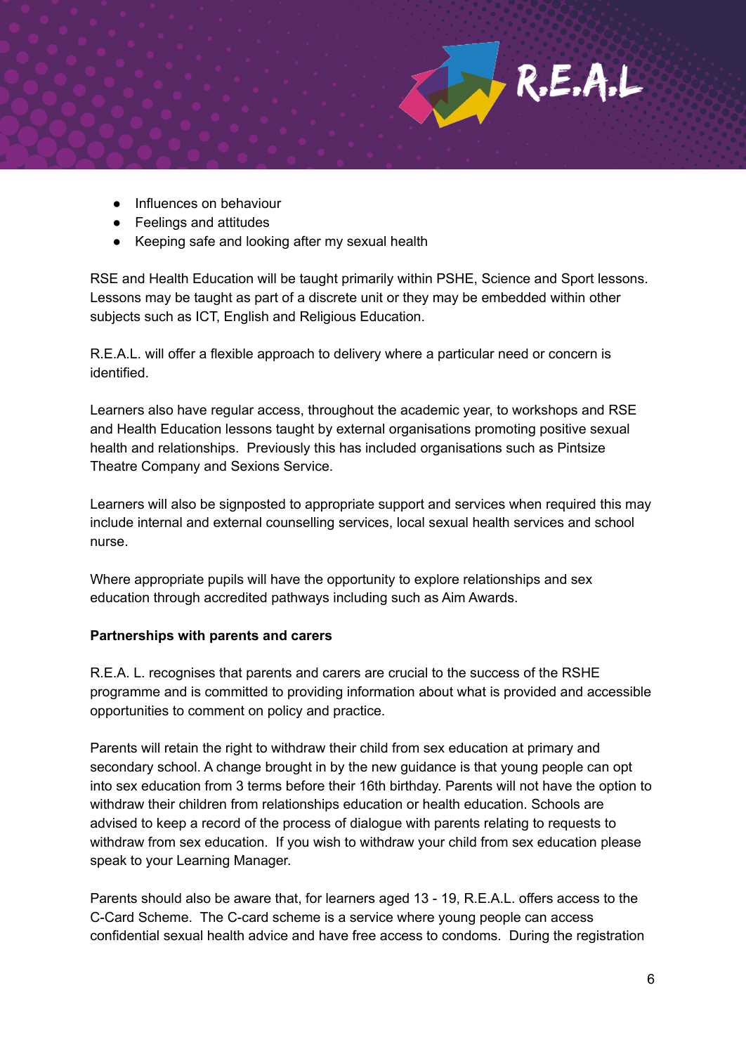- Influences on behaviour
- Feelings and attitudes
- Keeping safe and looking after my sexual health

RSE and Health Education will be taught primarily within PSHE, Science and Sport lessons. Lessons may be taught as part of a discrete unit or they may be embedded within other subjects such as ICT, English and Religious Education.

R.E.A.L. will offer a flexible approach to delivery where a particular need or concern is identified.

Learners also have regular access, throughout the academic year, to workshops and RSE and Health Education lessons taught by external organisations promoting positive sexual health and relationships. Previously this has included organisations such as Pintsize Theatre Company and Sexions Service.

Learners will also be signposted to appropriate support and services when required this may include internal and external counselling services, local sexual health services and school nurse.

Where appropriate pupils will have the opportunity to explore relationships and sex education through accredited pathways including such as Aim Awards.

**Partnerships with parents and carers**

R.E.A. L. recognises that parents and carers are crucial to the success of the RSHE programme and is committed to providing information about what is provided and accessible opportunities to comment on policy and practice.

Parents will retain the right to withdraw their child from sex education at primary and secondary school. A change brought in by the new guidance is that young people can opt into sex education from 3 terms before their 16th birthday. Parents will not have the option to withdraw their children from relationships education or health education. Schools are advised to keep a record of the process of dialogue with parents relating to requests to withdraw from sex education. If you wish to withdraw your child from sex education please speak to your Learning Manager.

Parents should also be aware that, for learners aged 13 - 19, R.E.A.L. offers access to the C-Card Scheme. The C-card scheme is a service where young people can access confidential sexual health advice and have free access to condoms. During the registration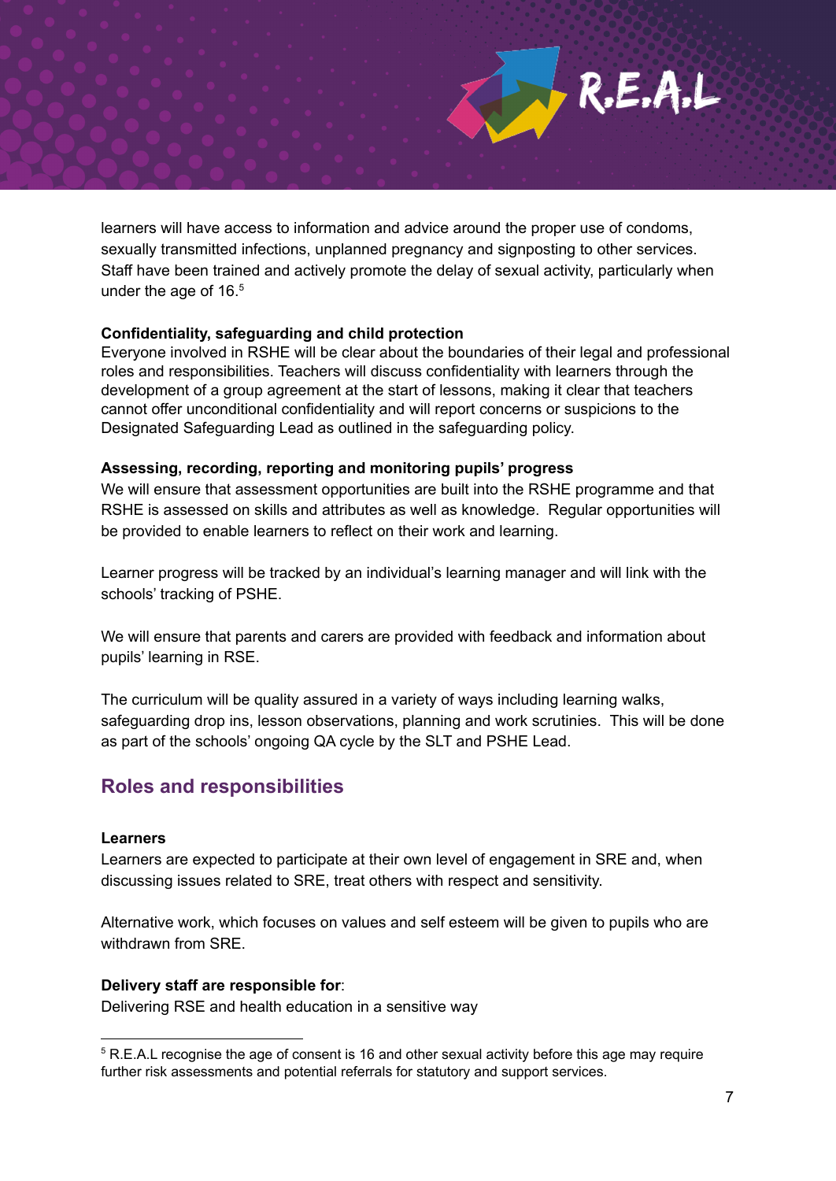learners will have access to information and advice around the proper use of condoms, sexually transmitted infections, unplanned pregnancy and signposting to other services. Staff have been trained and actively promote the delay of sexual activity, particularly when under the age of 16.[5]

**Confidentiality, safeguarding and child protection**
Everyone involved in RSHE will be clear about the boundaries of their legal and professional roles and responsibilities. Teachers will discuss confidentiality with learners through the development of a group agreement at the start of lessons, making it clear that teachers cannot offer unconditional confidentiality and will report concerns or suspicions to the Designated Safeguarding Lead as outlined in the safeguarding policy.

**Assessing, recording, reporting and monitoring pupils' progress**
We will ensure that assessment opportunities are built into the RSHE programme and that RSHE is assessed on skills and attributes as well as knowledge. Regular opportunities will be provided to enable learners to reflect on their work and learning.

Learner progress will be tracked by an individual's learning manager and will link with the schools' tracking of PSHE.

We will ensure that parents and carers are provided with feedback and information about pupils' learning in RSE.

The curriculum will be quality assured in a variety of ways including learning walks, safeguarding drop ins, lesson observations, planning and work scrutinies. This will be done as part of the schools' ongoing QA cycle by the SLT and PSHE Lead.

## Roles and responsibilities

**Learners**
Learners are expected to participate at their own level of engagement in SRE and, when discussing issues related to SRE, treat others with respect and sensitivity.

Alternative work, which focuses on values and self esteem will be given to pupils who are withdrawn from SRE.

**Delivery staff are responsible for**:
Delivering RSE and health education in a sensitive way

---

[5] R.E.A.L recognise the age of consent is 16 and other sexual activity before this age may require further risk assessments and potential referrals for statutory and support services.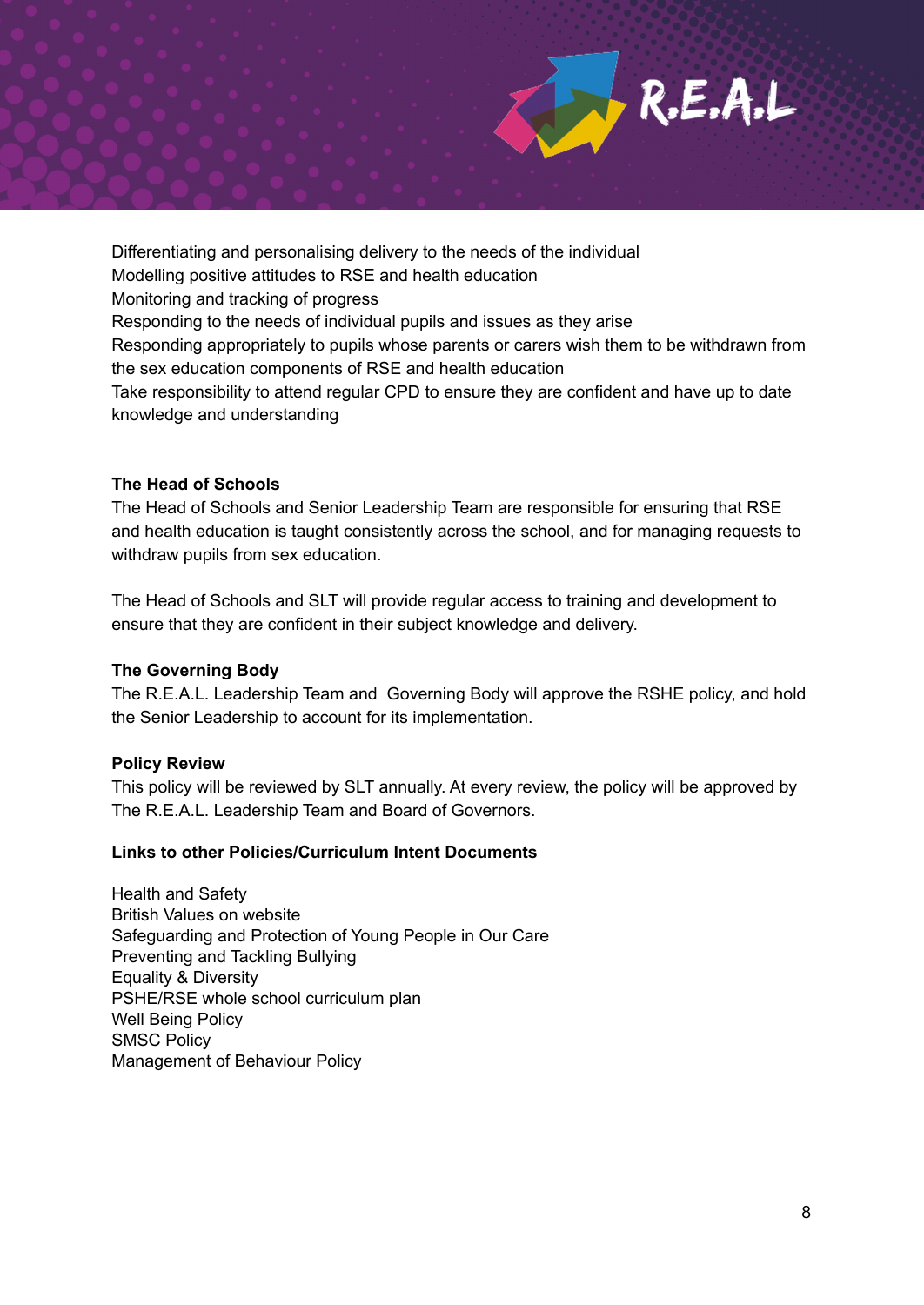Differentiating and personalising delivery to the needs of the individual
Modelling positive attitudes to RSE and health education
Monitoring and tracking of progress
Responding to the needs of individual pupils and issues as they arise
Responding appropriately to pupils whose parents or carers wish them to be withdrawn from the sex education components of RSE and health education
Take responsibility to attend regular CPD to ensure they are confident and have up to date knowledge and understanding

**The Head of Schools**

The Head of Schools and Senior Leadership Team are responsible for ensuring that RSE and health education is taught consistently across the school, and for managing requests to withdraw pupils from sex education.

The Head of Schools and SLT will provide regular access to training and development to ensure that they are confident in their subject knowledge and delivery.

**The Governing Body**

The R.E.A.L. Leadership Team and Governing Body will approve the RSHE policy, and hold the Senior Leadership to account for its implementation.

**Policy Review**

This policy will be reviewed by SLT annually. At every review, the policy will be approved by The R.E.A.L. Leadership Team and Board of Governors.

**Links to other Policies/Curriculum Intent Documents**

Health and Safety
British Values on website
Safeguarding and Protection of Young People in Our Care
Preventing and Tackling Bullying
Equality & Diversity
PSHE/RSE whole school curriculum plan
Well Being Policy
SMSC Policy
Management of Behaviour Policy